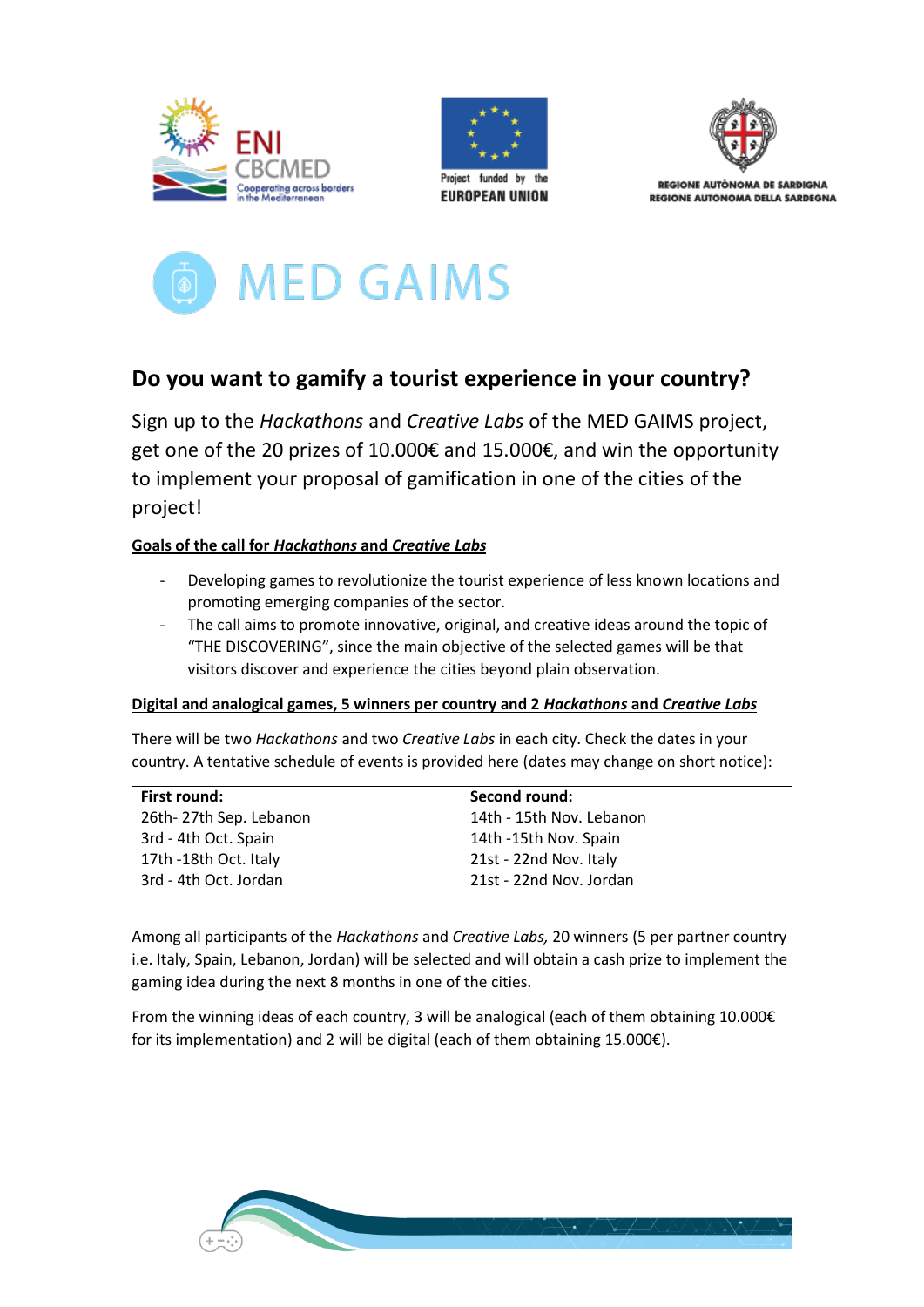Project funded by the EUROPEAN UNION

REGIONE AUTÒNOMA DE SARDIGNA
REGIONE AUTONOMA DELLA SARDEGNA

# MED GAIMS

## Do you want to gamify a tourist experience in your country?

Sign up to the *Hackathons* and *Creative Labs* of the MED GAIMS project, get one of the 20 prizes of 10.000€ and 15.000€, and win the opportunity to implement your proposal of gamification in one of the cities of the project!

**Goals of the call for *Hackathons* and *Creative Labs***

- Developing games to revolutionize the tourist experience of less known locations and promoting emerging companies of the sector.
- The call aims to promote innovative, original, and creative ideas around the topic of "THE DISCOVERING", since the main objective of the selected games will be that visitors discover and experience the cities beyond plain observation.

**Digital and analogical games, 5 winners per country and 2 *Hackathons* and *Creative Labs***

There will be two *Hackathons* and two *Creative Labs* in each city. Check the dates in your country. A tentative schedule of events is provided here (dates may change on short notice):

| First round: | Second round: |
|---|---|
| 26th- 27th Sep. Lebanon | 14th - 15th Nov. Lebanon |
| 3rd - 4th Oct. Spain | 14th -15th Nov. Spain |
| 17th -18th Oct. Italy | 21st - 22nd Nov. Italy |
| 3rd - 4th Oct. Jordan | 21st - 22nd Nov. Jordan |

Among all participants of the *Hackathons* and *Creative Labs,* 20 winners (5 per partner country i.e. Italy, Spain, Lebanon, Jordan) will be selected and will obtain a cash prize to implement the gaming idea during the next 8 months in one of the cities.

From the winning ideas of each country, 3 will be analogical (each of them obtaining 10.000€ for its implementation) and 2 will be digital (each of them obtaining 15.000€).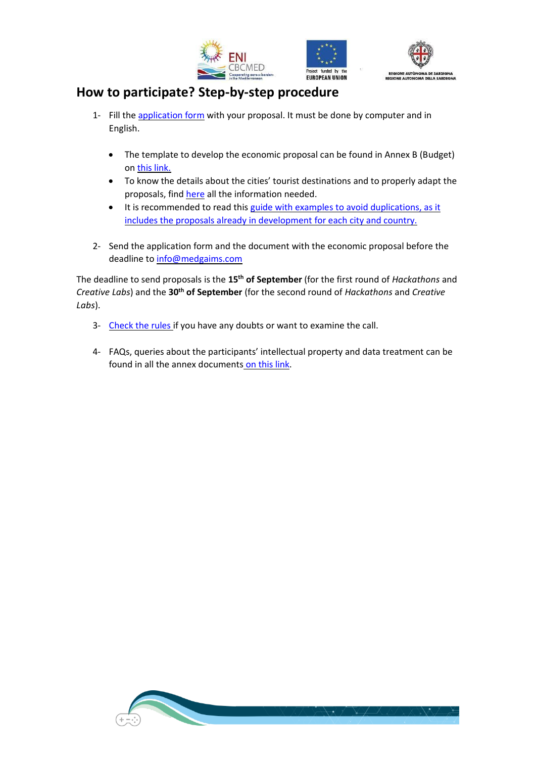## How to participate? Step-by-step procedure

1- Fill the application form with your proposal. It must be done by computer and in English.

- The template to develop the economic proposal can be found in Annex B (Budget) on this link.
- To know the details about the cities' tourist destinations and to properly adapt the proposals, find here all the information needed.
- It is recommended to read this guide with examples to avoid duplications, as it includes the proposals already in development for each city and country.

2- Send the application form and the document with the economic proposal before the deadline to info@medgaims.com

The deadline to send proposals is the **15th of September** (for the first round of *Hackathons* and *Creative Labs*) and the **30th of September** (for the second round of *Hackathons* and *Creative Labs*).

3- Check the rules if you have any doubts or want to examine the call.

4- FAQs, queries about the participants' intellectual property and data treatment can be found in all the annex documents on this link.